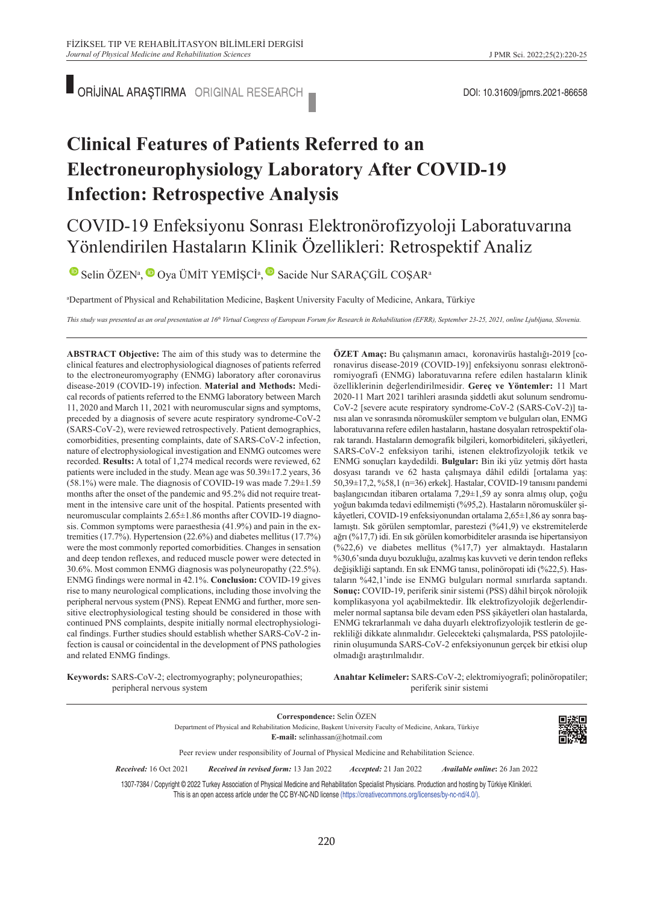ORİJİNAL ARAŞTIRMA ORIGINAL RESEARCH

DOI: 10.31609/jpmrs.2021-86658

# Clinical Features of Patients Referred to an Electroneurophysiology Laboratory After COVID-19 Infection: Retrospective Analysis

## COVID-19 Enfeksiyonu Sonrası Elektronörofizyoloji Laboratuvarına Yönlendirilen Hastaların Klinik Özellikleri: Retrospektif Analiz

Selin ÖZEN[a], Oya ÜMİT YEMİŞÇİ[a], Sacide Nur SARAÇGİL COŞAR[a]

[a]Department of Physical and Rehabilitation Medicine, Başkent University Faculty of Medicine, Ankara, Türkiye

*This study was presented as an oral presentation at 16th Virtual Congress of European Forum for Research in Rehabilitation (EFRR), September 23-25, 2021, online Ljubljana, Slovenia.*

---

**ABSTRACT Objective:** The aim of this study was to determine the clinical features and electrophysiological diagnoses of patients referred to the electroneuromyography (ENMG) laboratory after coronavirus disease-2019 (COVID-19) infection. **Material and Methods:** Medical records of patients referred to the ENMG laboratory between March 11, 2020 and March 11, 2021 with neuromuscular signs and symptoms, preceded by a diagnosis of severe acute respiratory syndrome-CoV-2 (SARS-CoV-2), were reviewed retrospectively. Patient demographics, comorbidities, presenting complaints, date of SARS-CoV-2 infection, nature of electrophysiological investigation and ENMG outcomes were recorded. **Results:** A total of 1,274 medical records were reviewed, 62 patients were included in the study. Mean age was 50.39±17.2 years, 36 (58.1%) were male. The diagnosis of COVID-19 was made 7.29±1.59 months after the onset of the pandemic and 95.2% did not require treatment in the intensive care unit of the hospital. Patients presented with neuromuscular complaints 2.65±1.86 months after COVID-19 diagnosis. Common symptoms were paraesthesia (41.9%) and pain in the extremities (17.7%). Hypertension (22.6%) and diabetes mellitus (17.7%) were the most commonly reported comorbidities. Changes in sensation and deep tendon reflexes, and reduced muscle power were detected in 30.6%. Most common ENMG diagnosis was polyneuropathy (22.5%). ENMG findings were normal in 42.1%. **Conclusion:** COVID-19 gives rise to many neurological complications, including those involving the peripheral nervous system (PNS). Repeat ENMG and further, more sensitive electrophysiological testing should be considered in those with continued PNS complaints, despite initially normal electrophysiological findings. Further studies should establish whether SARS-CoV-2 infection is causal or coincidental in the development of PNS pathologies and related ENMG findings.

**Keywords:** SARS-CoV-2; electromyography; polyneuropathies; peripheral nervous system

**ÖZET Amaç:** Bu çalışmanın amacı, koronavirüs hastalığı-2019 [coronavirus disease-2019 (COVID-19)] enfeksiyonu sonrası elektronöromiyografi (ENMG) laboratuvarına refere edilen hastaların klinik özelliklerinin değerlendirilmesidir. **Gereç ve Yöntemler:** 11 Mart 2020-11 Mart 2021 tarihleri arasında şiddetli akut solunum sendromu-CoV-2 [severe acute respiratory syndrome-CoV-2 (SARS-CoV-2)] tanısı alan ve sonrasında nöromusküler semptom ve bulguları olan, ENMG laboratuvarına refere edilen hastaların, hastane dosyaları retrospektif olarak tarandı. Hastaların demografik bilgileri, komorbiditeleri, şikâyetleri, SARS-CoV-2 enfeksiyon tarihi, istenen elektrofizyolojik tetkik ve ENMG sonuçları kaydedildi. **Bulgular:** Bin iki yüz yetmiş dört hasta dosyası tarandı ve 62 hasta çalışmaya dâhil edildi [ortalama yaş: 50,39±17,2, %58,1 (n=36) erkek]. Hastalar, COVID-19 tanısını pandemi başlangıcından itibaren ortalama 7,29±1,59 ay sonra almış olup, çoğu yoğun bakımda tedavi edilmemişti (%95,2). Hastaların nöromusküler şikâyetleri, COVID-19 enfeksiyonundan ortalama 2,65±1,86 ay sonra başlamıştı. Sık görülen semptomlar, parestezi (%41,9) ve ekstremitelerde ağrı (%17,7) idi. En sık görülen komorbiditeler arasında ise hipertansiyon (%22,6) ve diabetes mellitus (%17,7) yer almaktaydı. Hastaların %30,6'sında duyu bozukluğu, azalmış kas kuvveti ve derin tendon refleks değişikliği saptandı. En sık ENMG tanısı, polinöropati idi (%22,5). Hastaların %42,1'inde ise ENMG bulguları normal sınırlarda saptandı. **Sonuç:** COVID-19, periferik sinir sistemi (PSS) dâhil birçok nörolojik komplikasyona yol açabilmektedir. İlk elektrofizyolojik değerlendirmeler normal saptansa bile devam eden PSS şikâyetleri olan hastalarda, ENMG tekrarlanmalı ve daha duyarlı elektrofizyolojik testlerin de gerekliliği dikkate alınmalıdır. Gelecekteki çalışmalarda, PSS patolojilerinin oluşumunda SARS-CoV-2 enfeksiyonunun gerçek bir etkisi olup olmadığı araştırılmalıdır.

**Anahtar Kelimeler:** SARS-CoV-2; elektromiyografi; polinöropatiler; periferik sinir sistemi

---

**Correspondence:** Selin ÖZEN
Department of Physical and Rehabilitation Medicine, Başkent University Faculty of Medicine, Ankara, Türkiye
**E-mail:** selinhassan@hotmail.com

Peer review under responsibility of Journal of Physical Medicine and Rehabilitation Science.

*Received:* 16 Oct 2021 *Received in revised form:* 13 Jan 2022 *Accepted:* 21 Jan 2022 *Available online*: 26 Jan 2022

1307-7384 / Copyright © 2022 Turkey Association of Physical Medicine and Rehabilitation Specialist Physicians. Production and hosting by Türkiye Klinikleri.
This is an open access article under the CC BY-NC-ND license (https://creativecommons.org/licenses/by-nc-nd/4.0/).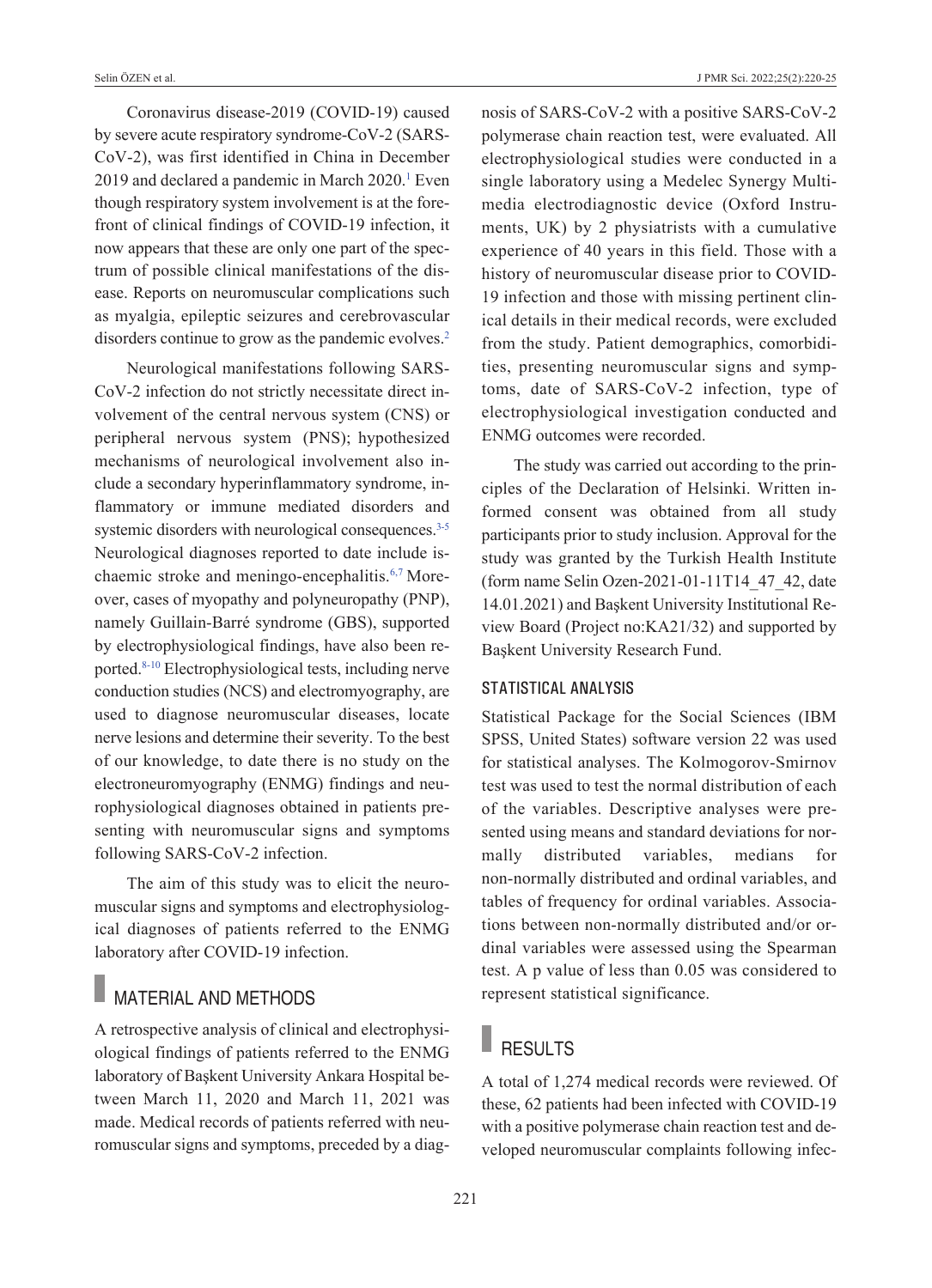Coronavirus disease-2019 (COVID-19) caused by severe acute respiratory syndrome-CoV-2 (SARS-CoV-2), was first identified in China in December 2019 and declared a pandemic in March 2020.[1] Even though respiratory system involvement is at the forefront of clinical findings of COVID-19 infection, it now appears that these are only one part of the spectrum of possible clinical manifestations of the disease. Reports on neuromuscular complications such as myalgia, epileptic seizures and cerebrovascular disorders continue to grow as the pandemic evolves.[2]

Neurological manifestations following SARS-CoV-2 infection do not strictly necessitate direct involvement of the central nervous system (CNS) or peripheral nervous system (PNS); hypothesized mechanisms of neurological involvement also include a secondary hyperinflammatory syndrome, inflammatory or immune mediated disorders and systemic disorders with neurological consequences.[3-5] Neurological diagnoses reported to date include ischaemic stroke and meningo-encephalitis.[6,7] Moreover, cases of myopathy and polyneuropathy (PNP), namely Guillain-Barré syndrome (GBS), supported by electrophysiological findings, have also been reported.[8-10] Electrophysiological tests, including nerve conduction studies (NCS) and electromyography, are used to diagnose neuromuscular diseases, locate nerve lesions and determine their severity. To the best of our knowledge, to date there is no study on the electroneuromyography (ENMG) findings and neurophysiological diagnoses obtained in patients presenting with neuromuscular signs and symptoms following SARS-CoV-2 infection.

The aim of this study was to elicit the neuromuscular signs and symptoms and electrophysiological diagnoses of patients referred to the ENMG laboratory after COVID-19 infection.

## MATERIAL AND METHODS

A retrospective analysis of clinical and electrophysiological findings of patients referred to the ENMG laboratory of Başkent University Ankara Hospital between March 11, 2020 and March 11, 2021 was made. Medical records of patients referred with neuromuscular signs and symptoms, preceded by a diagnosis of SARS-CoV-2 with a positive SARS-CoV-2 polymerase chain reaction test, were evaluated. All electrophysiological studies were conducted in a single laboratory using a Medelec Synergy Multimedia electrodiagnostic device (Oxford Instruments, UK) by 2 physiatrists with a cumulative experience of 40 years in this field. Those with a history of neuromuscular disease prior to COVID-19 infection and those with missing pertinent clinical details in their medical records, were excluded from the study. Patient demographics, comorbidities, presenting neuromuscular signs and symptoms, date of SARS-CoV-2 infection, type of electrophysiological investigation conducted and ENMG outcomes were recorded.

The study was carried out according to the principles of the Declaration of Helsinki. Written informed consent was obtained from all study participants prior to study inclusion. Approval for the study was granted by the Turkish Health Institute (form name Selin Ozen-2021-01-11T14_47_42, date 14.01.2021) and Başkent University Institutional Review Board (Project no:KA21/32) and supported by Başkent University Research Fund.

### STATISTICAL ANALYSIS

Statistical Package for the Social Sciences (IBM SPSS, United States) software version 22 was used for statistical analyses. The Kolmogorov-Smirnov test was used to test the normal distribution of each of the variables. Descriptive analyses were presented using means and standard deviations for normally distributed variables, medians for non-normally distributed and ordinal variables, and tables of frequency for ordinal variables. Associations between non-normally distributed and/or ordinal variables were assessed using the Spearman test. A p value of less than 0.05 was considered to represent statistical significance.

## RESULTS

A total of 1,274 medical records were reviewed. Of these, 62 patients had been infected with COVID-19 with a positive polymerase chain reaction test and developed neuromuscular complaints following infec-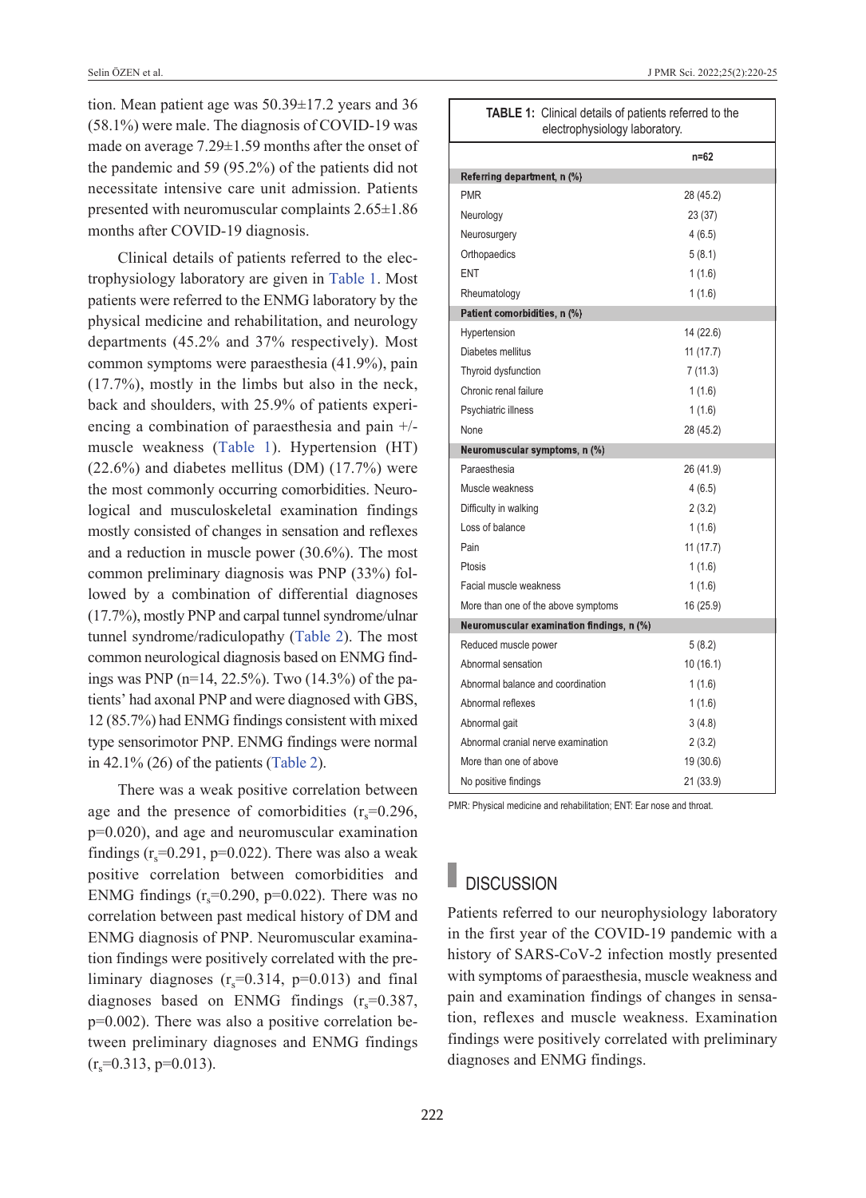tion. Mean patient age was 50.39±17.2 years and 36 (58.1%) were male. The diagnosis of COVID-19 was made on average 7.29±1.59 months after the onset of the pandemic and 59 (95.2%) of the patients did not necessitate intensive care unit admission. Patients presented with neuromuscular complaints 2.65±1.86 months after COVID-19 diagnosis.

Clinical details of patients referred to the electrophysiology laboratory are given in Table 1. Most patients were referred to the ENMG laboratory by the physical medicine and rehabilitation, and neurology departments (45.2% and 37% respectively). Most common symptoms were paraesthesia (41.9%), pain (17.7%), mostly in the limbs but also in the neck, back and shoulders, with 25.9% of patients experiencing a combination of paraesthesia and pain +/- muscle weakness (Table 1). Hypertension (HT) (22.6%) and diabetes mellitus (DM) (17.7%) were the most commonly occurring comorbidities. Neurological and musculoskeletal examination findings mostly consisted of changes in sensation and reflexes and a reduction in muscle power (30.6%). The most common preliminary diagnosis was PNP (33%) followed by a combination of differential diagnoses (17.7%), mostly PNP and carpal tunnel syndrome/ulnar tunnel syndrome/radiculopathy (Table 2). The most common neurological diagnosis based on ENMG findings was PNP (n=14, 22.5%). Two (14.3%) of the patients' had axonal PNP and were diagnosed with GBS, 12 (85.7%) had ENMG findings consistent with mixed type sensorimotor PNP. ENMG findings were normal in 42.1% (26) of the patients (Table 2).

There was a weak positive correlation between age and the presence of comorbidities ($r_s$=0.296, p=0.020), and age and neuromuscular examination findings ($r_s$=0.291, p=0.022). There was also a weak positive correlation between comorbidities and ENMG findings ($r_s$=0.290, p=0.022). There was no correlation between past medical history of DM and ENMG diagnosis of PNP. Neuromuscular examination findings were positively correlated with the preliminary diagnoses ($r_s$=0.314, p=0.013) and final diagnoses based on ENMG findings ($r_s$=0.387, p=0.002). There was also a positive correlation between preliminary diagnoses and ENMG findings ($r_s$=0.313, p=0.013).

**TABLE 1:** Clinical details of patients referred to the electrophysiology laboratory.

| | n=62 |
|---|---|
| **Referring department, n (%)** | |
| PMR | 28 (45.2) |
| Neurology | 23 (37) |
| Neurosurgery | 4 (6.5) |
| Orthopaedics | 5 (8.1) |
| ENT | 1 (1.6) |
| Rheumatology | 1 (1.6) |
| **Patient comorbidities, n (%)** | |
| Hypertension | 14 (22.6) |
| Diabetes mellitus | 11 (17.7) |
| Thyroid dysfunction | 7 (11.3) |
| Chronic renal failure | 1 (1.6) |
| Psychiatric illness | 1 (1.6) |
| None | 28 (45.2) |
| **Neuromuscular symptoms, n (%)** | |
| Paraesthesia | 26 (41.9) |
| Muscle weakness | 4 (6.5) |
| Difficulty in walking | 2 (3.2) |
| Loss of balance | 1 (1.6) |
| Pain | 11 (17.7) |
| Ptosis | 1 (1.6) |
| Facial muscle weakness | 1 (1.6) |
| More than one of the above symptoms | 16 (25.9) |
| **Neuromuscular examination findings, n (%)** | |
| Reduced muscle power | 5 (8.2) |
| Abnormal sensation | 10 (16.1) |
| Abnormal balance and coordination | 1 (1.6) |
| Abnormal reflexes | 1 (1.6) |
| Abnormal gait | 3 (4.8) |
| Abnormal cranial nerve examination | 2 (3.2) |
| More than one of above | 19 (30.6) |
| No positive findings | 21 (33.9) |

PMR: Physical medicine and rehabilitation; ENT: Ear nose and throat.

## DISCUSSION

Patients referred to our neurophysiology laboratory in the first year of the COVID-19 pandemic with a history of SARS-CoV-2 infection mostly presented with symptoms of paraesthesia, muscle weakness and pain and examination findings of changes in sensation, reflexes and muscle weakness. Examination findings were positively correlated with preliminary diagnoses and ENMG findings.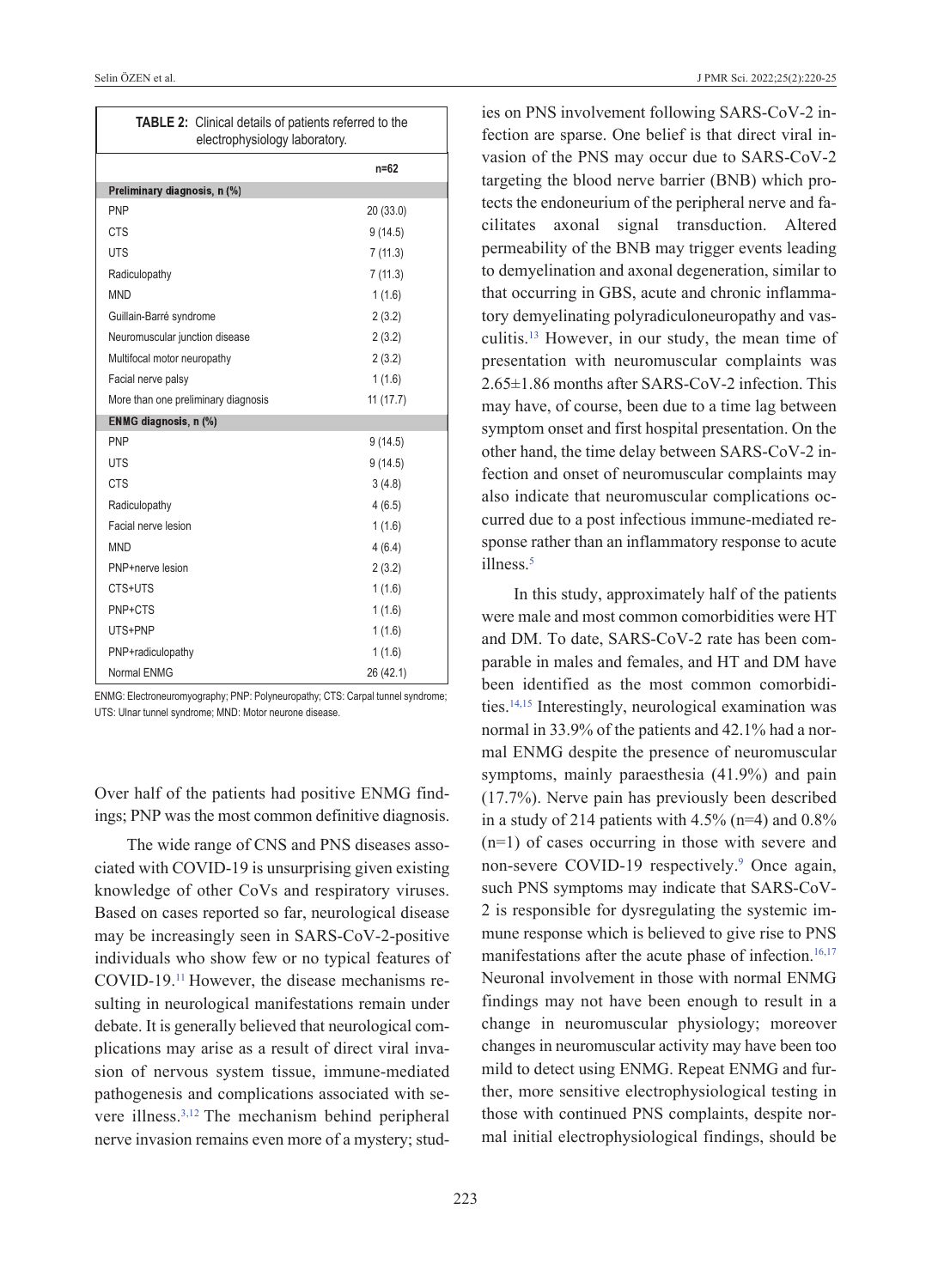**TABLE 2:** Clinical details of patients referred to the electrophysiology laboratory.

| | n=62 |
|---|---|
| **Preliminary diagnosis, n (%)** | |
| PNP | 20 (33.0) |
| CTS | 9 (14.5) |
| UTS | 7 (11.3) |
| Radiculopathy | 7 (11.3) |
| MND | 1 (1.6) |
| Guillain-Barré syndrome | 2 (3.2) |
| Neuromuscular junction disease | 2 (3.2) |
| Multifocal motor neuropathy | 2 (3.2) |
| Facial nerve palsy | 1 (1.6) |
| More than one preliminary diagnosis | 11 (17.7) |
| **ENMG diagnosis, n (%)** | |
| PNP | 9 (14.5) |
| UTS | 9 (14.5) |
| CTS | 3 (4.8) |
| Radiculopathy | 4 (6.5) |
| Facial nerve lesion | 1 (1.6) |
| MND | 4 (6.4) |
| PNP+nerve lesion | 2 (3.2) |
| CTS+UTS | 1 (1.6) |
| PNP+CTS | 1 (1.6) |
| UTS+PNP | 1 (1.6) |
| PNP+radiculopathy | 1 (1.6) |
| Normal ENMG | 26 (42.1) |

ENMG: Electroneuromyography; PNP: Polyneuropathy; CTS: Carpal tunnel syndrome; UTS: Ulnar tunnel syndrome; MND: Motor neurone disease.

Over half of the patients had positive ENMG findings; PNP was the most common definitive diagnosis.

The wide range of CNS and PNS diseases associated with COVID-19 is unsurprising given existing knowledge of other CoVs and respiratory viruses. Based on cases reported so far, neurological disease may be increasingly seen in SARS-CoV-2-positive individuals who show few or no typical features of COVID-19.[11] However, the disease mechanisms resulting in neurological manifestations remain under debate. It is generally believed that neurological complications may arise as a result of direct viral invasion of nervous system tissue, immune-mediated pathogenesis and complications associated with severe illness.[3,12] The mechanism behind peripheral nerve invasion remains even more of a mystery; studies on PNS involvement following SARS-CoV-2 infection are sparse. One belief is that direct viral invasion of the PNS may occur due to SARS-CoV-2 targeting the blood nerve barrier (BNB) which protects the endoneurium of the peripheral nerve and facilitates axonal signal transduction. Altered permeability of the BNB may trigger events leading to demyelination and axonal degeneration, similar to that occurring in GBS, acute and chronic inflammatory demyelinating polyradiculoneuropathy and vasculitis.[13] However, in our study, the mean time of presentation with neuromuscular complaints was 2.65±1.86 months after SARS-CoV-2 infection. This may have, of course, been due to a time lag between symptom onset and first hospital presentation. On the other hand, the time delay between SARS-CoV-2 infection and onset of neuromuscular complaints may also indicate that neuromuscular complications occurred due to a post infectious immune-mediated response rather than an inflammatory response to acute illness.[5]

In this study, approximately half of the patients were male and most common comorbidities were HT and DM. To date, SARS-CoV-2 rate has been comparable in males and females, and HT and DM have been identified as the most common comorbidities.[14,15] Interestingly, neurological examination was normal in 33.9% of the patients and 42.1% had a normal ENMG despite the presence of neuromuscular symptoms, mainly paraesthesia (41.9%) and pain (17.7%). Nerve pain has previously been described in a study of 214 patients with 4.5% (n=4) and 0.8% (n=1) of cases occurring in those with severe and non-severe COVID-19 respectively.[9] Once again, such PNS symptoms may indicate that SARS-CoV-2 is responsible for dysregulating the systemic immune response which is believed to give rise to PNS manifestations after the acute phase of infection.[16,17] Neuronal involvement in those with normal ENMG findings may not have been enough to result in a change in neuromuscular physiology; moreover changes in neuromuscular activity may have been too mild to detect using ENMG. Repeat ENMG and further, more sensitive electrophysiological testing in those with continued PNS complaints, despite normal initial electrophysiological findings, should be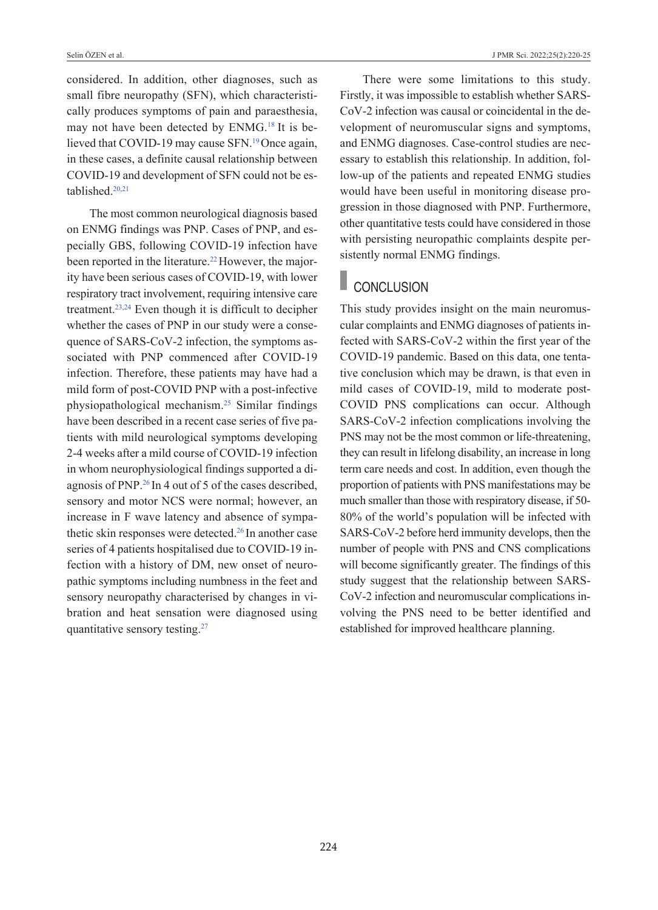considered. In addition, other diagnoses, such as small fibre neuropathy (SFN), which characteristically produces symptoms of pain and paraesthesia, may not have been detected by ENMG.[18] It is believed that COVID-19 may cause SFN.[19] Once again, in these cases, a definite causal relationship between COVID-19 and development of SFN could not be established.[20,21]

The most common neurological diagnosis based on ENMG findings was PNP. Cases of PNP, and especially GBS, following COVID-19 infection have been reported in the literature.[22] However, the majority have been serious cases of COVID-19, with lower respiratory tract involvement, requiring intensive care treatment.[23,24] Even though it is difficult to decipher whether the cases of PNP in our study were a consequence of SARS-CoV-2 infection, the symptoms associated with PNP commenced after COVID-19 infection. Therefore, these patients may have had a mild form of post-COVID PNP with a post-infective physiopathological mechanism.[25] Similar findings have been described in a recent case series of five patients with mild neurological symptoms developing 2-4 weeks after a mild course of COVID-19 infection in whom neurophysiological findings supported a diagnosis of PNP.[26] In 4 out of 5 of the cases described, sensory and motor NCS were normal; however, an increase in F wave latency and absence of sympathetic skin responses were detected.[26] In another case series of 4 patients hospitalised due to COVID-19 infection with a history of DM, new onset of neuropathic symptoms including numbness in the feet and sensory neuropathy characterised by changes in vibration and heat sensation were diagnosed using quantitative sensory testing.[27]

There were some limitations to this study. Firstly, it was impossible to establish whether SARS-CoV-2 infection was causal or coincidental in the development of neuromuscular signs and symptoms, and ENMG diagnoses. Case-control studies are necessary to establish this relationship. In addition, follow-up of the patients and repeated ENMG studies would have been useful in monitoring disease progression in those diagnosed with PNP. Furthermore, other quantitative tests could have considered in those with persisting neuropathic complaints despite persistently normal ENMG findings.

## CONCLUSION

This study provides insight on the main neuromuscular complaints and ENMG diagnoses of patients infected with SARS-CoV-2 within the first year of the COVID-19 pandemic. Based on this data, one tentative conclusion which may be drawn, is that even in mild cases of COVID-19, mild to moderate post-COVID PNS complications can occur. Although SARS-CoV-2 infection complications involving the PNS may not be the most common or life-threatening, they can result in lifelong disability, an increase in long term care needs and cost. In addition, even though the proportion of patients with PNS manifestations may be much smaller than those with respiratory disease, if 50-80% of the world's population will be infected with SARS-CoV-2 before herd immunity develops, then the number of people with PNS and CNS complications will become significantly greater. The findings of this study suggest that the relationship between SARS-CoV-2 infection and neuromuscular complications involving the PNS need to be better identified and established for improved healthcare planning.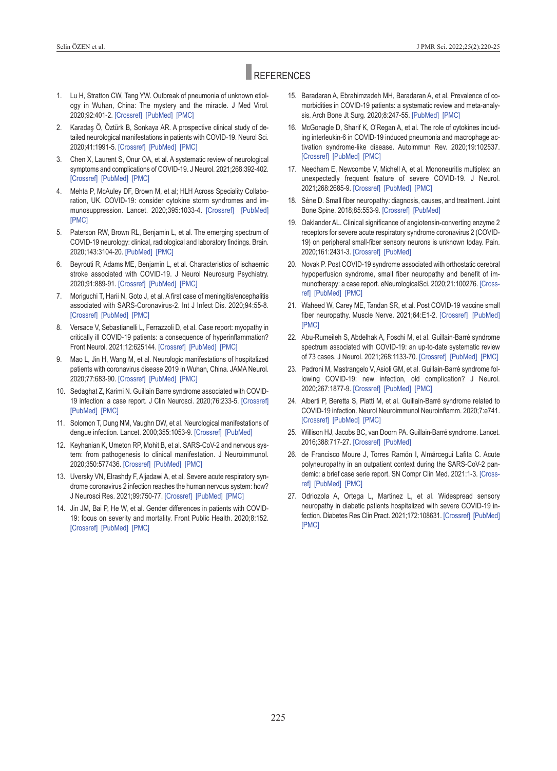## REFERENCES

1. Lu H, Stratton CW, Tang YW. Outbreak of pneumonia of unknown etiology in Wuhan, China: The mystery and the miracle. J Med Virol. 2020;92:401-2. [Crossref] [PubMed] [PMC]
2. Karadaş Ö, Öztürk B, Sonkaya AR. A prospective clinical study of detailed neurological manifestations in patients with COVID-19. Neurol Sci. 2020;41:1991-5. [Crossref] [PubMed] [PMC]
3. Chen X, Laurent S, Onur OA, et al. A systematic review of neurological symptoms and complications of COVID-19. J Neurol. 2021;268:392-402. [Crossref] [PubMed] [PMC]
4. Mehta P, McAuley DF, Brown M, et al; HLH Across Speciality Collaboration, UK. COVID-19: consider cytokine storm syndromes and immunosuppression. Lancet. 2020;395:1033-4. [Crossref] [PubMed] [PMC]
5. Paterson RW, Brown RL, Benjamin L, et al. The emerging spectrum of COVID-19 neurology: clinical, radiological and laboratory findings. Brain. 2020;143:3104-20. [PubMed] [PMC]
6. Beyrouti R, Adams ME, Benjamin L, et al. Characteristics of ischaemic stroke associated with COVID-19. J Neurol Neurosurg Psychiatry. 2020;91:889-91. [Crossref] [PubMed] [PMC]
7. Moriguchi T, Harii N, Goto J, et al. A first case of meningitis/encephalitis associated with SARS-Coronavirus-2. Int J Infect Dis. 2020;94:55-8. [Crossref] [PubMed] [PMC]
8. Versace V, Sebastianelli L, Ferrazzoli D, et al. Case report: myopathy in critically ill COVID-19 patients: a consequence of hyperinflammation? Front Neurol. 2021;12:625144. [Crossref] [PubMed] [PMC]
9. Mao L, Jin H, Wang M, et al. Neurologic manifestations of hospitalized patients with coronavirus disease 2019 in Wuhan, China. JAMA Neurol. 2020;77:683-90. [Crossref] [PubMed] [PMC]
10. Sedaghat Z, Karimi N. Guillain Barre syndrome associated with COVID-19 infection: a case report. J Clin Neurosci. 2020;76:233-5. [Crossref] [PubMed] [PMC]
11. Solomon T, Dung NM, Vaughn DW, et al. Neurological manifestations of dengue infection. Lancet. 2000;355:1053-9. [Crossref] [PubMed]
12. Keyhanian K, Umeton RP, Mohit B, et al. SARS-CoV-2 and nervous system: from pathogenesis to clinical manifestation. J Neuroimmunol. 2020;350:577436. [Crossref] [PubMed] [PMC]
13. Uversky VN, Elrashdy F, Aljadawi A, et al. Severe acute respiratory syndrome coronavirus 2 infection reaches the human nervous system: how? J Neurosci Res. 2021;99:750-77. [Crossref] [PubMed] [PMC]
14. Jin JM, Bai P, He W, et al. Gender differences in patients with COVID-19: focus on severity and mortality. Front Public Health. 2020;8:152. [Crossref] [PubMed] [PMC]
15. Baradaran A, Ebrahimzadeh MH, Baradaran A, et al. Prevalence of comorbidities in COVID-19 patients: a systematic review and meta-analysis. Arch Bone Jt Surg. 2020;8:247-55. [PubMed] [PMC]
16. McGonagle D, Sharif K, O'Regan A, et al. The role of cytokines including interleukin-6 in COVID-19 induced pneumonia and macrophage activation syndrome-like disease. Autoimmun Rev. 2020;19:102537. [Crossref] [PubMed] [PMC]
17. Needham E, Newcombe V, Michell A, et al. Mononeuritis multiplex: an unexpectedly frequent feature of severe COVID-19. J Neurol. 2021;268:2685-9. [Crossref] [PubMed] [PMC]
18. Sène D. Small fiber neuropathy: diagnosis, causes, and treatment. Joint Bone Spine. 2018;85:553-9. [Crossref] [PubMed]
19. Oaklander AL. Clinical significance of angiotensin-converting enzyme 2 receptors for severe acute respiratory syndrome coronavirus 2 (COVID-19) on peripheral small-fiber sensory neurons is unknown today. Pain. 2020;161:2431-3. [Crossref] [PubMed]
20. Novak P. Post COVID-19 syndrome associated with orthostatic cerebral hypoperfusion syndrome, small fiber neuropathy and benefit of immunotherapy: a case report. eNeurologicalSci. 2020;21:100276. [Crossref] [PubMed] [PMC]
21. Waheed W, Carey ME, Tandan SR, et al. Post COVID-19 vaccine small fiber neuropathy. Muscle Nerve. 2021;64:E1-2. [Crossref] [PubMed] [PMC]
22. Abu-Rumeileh S, Abdelhak A, Foschi M, et al. Guillain-Barré syndrome spectrum associated with COVID-19: an up-to-date systematic review of 73 cases. J Neurol. 2021;268:1133-70. [Crossref] [PubMed] [PMC]
23. Padroni M, Mastrangelo V, Asioli GM, et al. Guillain-Barré syndrome following COVID-19: new infection, old complication? J Neurol. 2020;267:1877-9. [Crossref] [PubMed] [PMC]
24. Alberti P, Beretta S, Piatti M, et al. Guillain-Barré syndrome related to COVID-19 infection. Neurol Neuroimmunol Neuroinflamm. 2020;7:e741. [Crossref] [PubMed] [PMC]
25. Willison HJ, Jacobs BC, van Doorn PA. Guillain-Barré syndrome. Lancet. 2016;388:717-27. [Crossref] [PubMed]
26. de Francisco Moure J, Torres Ramón I, Almárcegui Lafita C. Acute polyneuropathy in an outpatient context during the SARS-CoV-2 pandemic: a brief case serie report. SN Compr Clin Med. 2021:1-3. [Crossref] [PubMed] [PMC]
27. Odriozola A, Ortega L, Martinez L, et al. Widespread sensory neuropathy in diabetic patients hospitalized with severe COVID-19 infection. Diabetes Res Clin Pract. 2021;172:108631. [Crossref] [PubMed] [PMC]